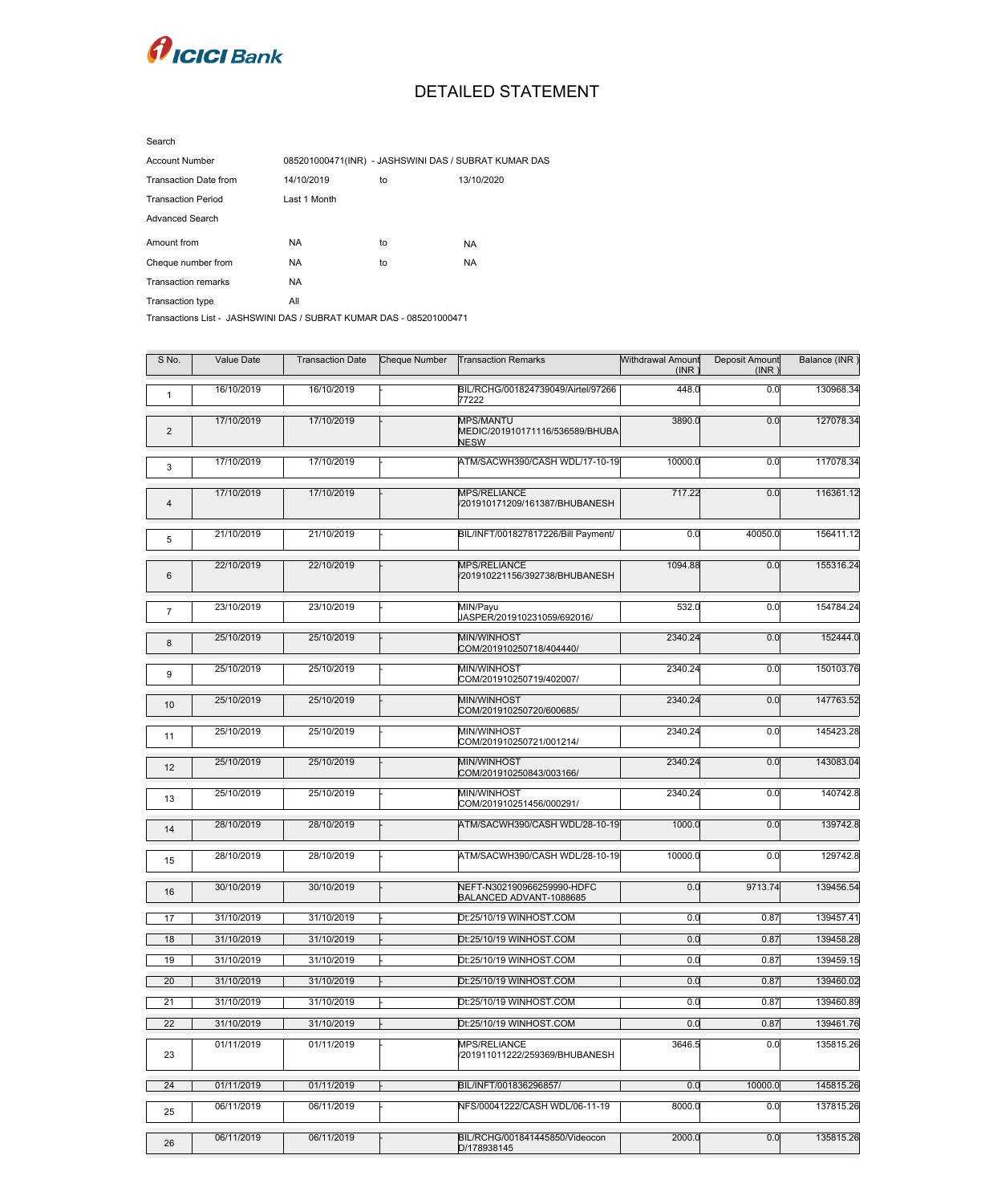ICICI Bank

# DETAILED STATEMENT

Search

| | | | |
|---|---|---|---|
| Account Number | 085201000471(INR) - JASHSWINI DAS / SUBRAT KUMAR DAS | | |
| Transaction Date from | 14/10/2019 | to | 13/10/2020 |
| Transaction Period | Last 1 Month | | |
| Advanced Search | | | |
| Amount from | NA | to | NA |
| Cheque number from | NA | to | NA |
| Transaction remarks | NA | | |
| Transaction type | All | | |

Transactions List - JASHSWINI DAS / SUBRAT KUMAR DAS - 085201000471

| S No. | Value Date | Transaction Date | Cheque Number | Transaction Remarks | Withdrawal Amount (INR ) | Deposit Amount (INR ) | Balance (INR ) |
|---|---|---|---|---|---|---|---|
| 1 | 16/10/2019 | 16/10/2019 | - | BIL/RCHG/001824739049/Airtel/9726677222 | 448.0 | 0.0 | 130968.34 |
| 2 | 17/10/2019 | 17/10/2019 | - | MPS/MANTU MEDIC/201910171116/536589/BHUBANESW | 3890.0 | 0.0 | 127078.34 |
| 3 | 17/10/2019 | 17/10/2019 | - | ATM/SACWH390/CASH WDL/17-10-19 | 10000.0 | 0.0 | 117078.34 |
| 4 | 17/10/2019 | 17/10/2019 | - | MPS/RELIANCE /201910171209/161387/BHUBANESH | 717.22 | 0.0 | 116361.12 |
| 5 | 21/10/2019 | 21/10/2019 | - | BIL/INFT/001827817226/Bill Payment/ | 0.0 | 40050.0 | 156411.12 |
| 6 | 22/10/2019 | 22/10/2019 | - | MPS/RELIANCE /201910221156/392738/BHUBANESH | 1094.88 | 0.0 | 155316.24 |
| 7 | 23/10/2019 | 23/10/2019 | - | MIN/Payu JASPER/201910231059/692016/ | 532.0 | 0.0 | 154784.24 |
| 8 | 25/10/2019 | 25/10/2019 | - | MIN/WINHOST COM/201910250718/404440/ | 2340.24 | 0.0 | 152444.0 |
| 9 | 25/10/2019 | 25/10/2019 | - | MIN/WINHOST COM/201910250719/402007/ | 2340.24 | 0.0 | 150103.76 |
| 10 | 25/10/2019 | 25/10/2019 | - | MIN/WINHOST COM/201910250720/600685/ | 2340.24 | 0.0 | 147763.52 |
| 11 | 25/10/2019 | 25/10/2019 | - | MIN/WINHOST COM/201910250721/001214/ | 2340.24 | 0.0 | 145423.28 |
| 12 | 25/10/2019 | 25/10/2019 | - | MIN/WINHOST COM/201910250843/003166/ | 2340.24 | 0.0 | 143083.04 |
| 13 | 25/10/2019 | 25/10/2019 | - | MIN/WINHOST COM/201910251456/000291/ | 2340.24 | 0.0 | 140742.8 |
| 14 | 28/10/2019 | 28/10/2019 | - | ATM/SACWH390/CASH WDL/28-10-19 | 1000.0 | 0.0 | 139742.8 |
| 15 | 28/10/2019 | 28/10/2019 | - | ATM/SACWH390/CASH WDL/28-10-19 | 10000.0 | 0.0 | 129742.8 |
| 16 | 30/10/2019 | 30/10/2019 | - | NEFT-N302190966259990-HDFC BALANCED ADVANT-1088685 | 0.0 | 9713.74 | 139456.54 |
| 17 | 31/10/2019 | 31/10/2019 | - | Dt:25/10/19 WINHOST.COM | 0.0 | 0.87 | 139457.41 |
| 18 | 31/10/2019 | 31/10/2019 | - | Dt:25/10/19 WINHOST.COM | 0.0 | 0.87 | 139458.28 |
| 19 | 31/10/2019 | 31/10/2019 | - | Dt:25/10/19 WINHOST.COM | 0.0 | 0.87 | 139459.15 |
| 20 | 31/10/2019 | 31/10/2019 | - | Dt:25/10/19 WINHOST.COM | 0.0 | 0.87 | 139460.02 |
| 21 | 31/10/2019 | 31/10/2019 | - | Dt:25/10/19 WINHOST.COM | 0.0 | 0.87 | 139460.89 |
| 22 | 31/10/2019 | 31/10/2019 | - | Dt:25/10/19 WINHOST.COM | 0.0 | 0.87 | 139461.76 |
| 23 | 01/11/2019 | 01/11/2019 | - | MPS/RELIANCE /201911011222/259369/BHUBANESH | 3646.5 | 0.0 | 135815.26 |
| 24 | 01/11/2019 | 01/11/2019 | - | BIL/INFT/001836296857/ | 0.0 | 10000.0 | 145815.26 |
| 25 | 06/11/2019 | 06/11/2019 | - | NFS/00041222/CASH WDL/06-11-19 | 8000.0 | 0.0 | 137815.26 |
| 26 | 06/11/2019 | 06/11/2019 | - | BIL/RCHG/001841445850/Videocon D/178938145 | 2000.0 | 0.0 | 135815.26 |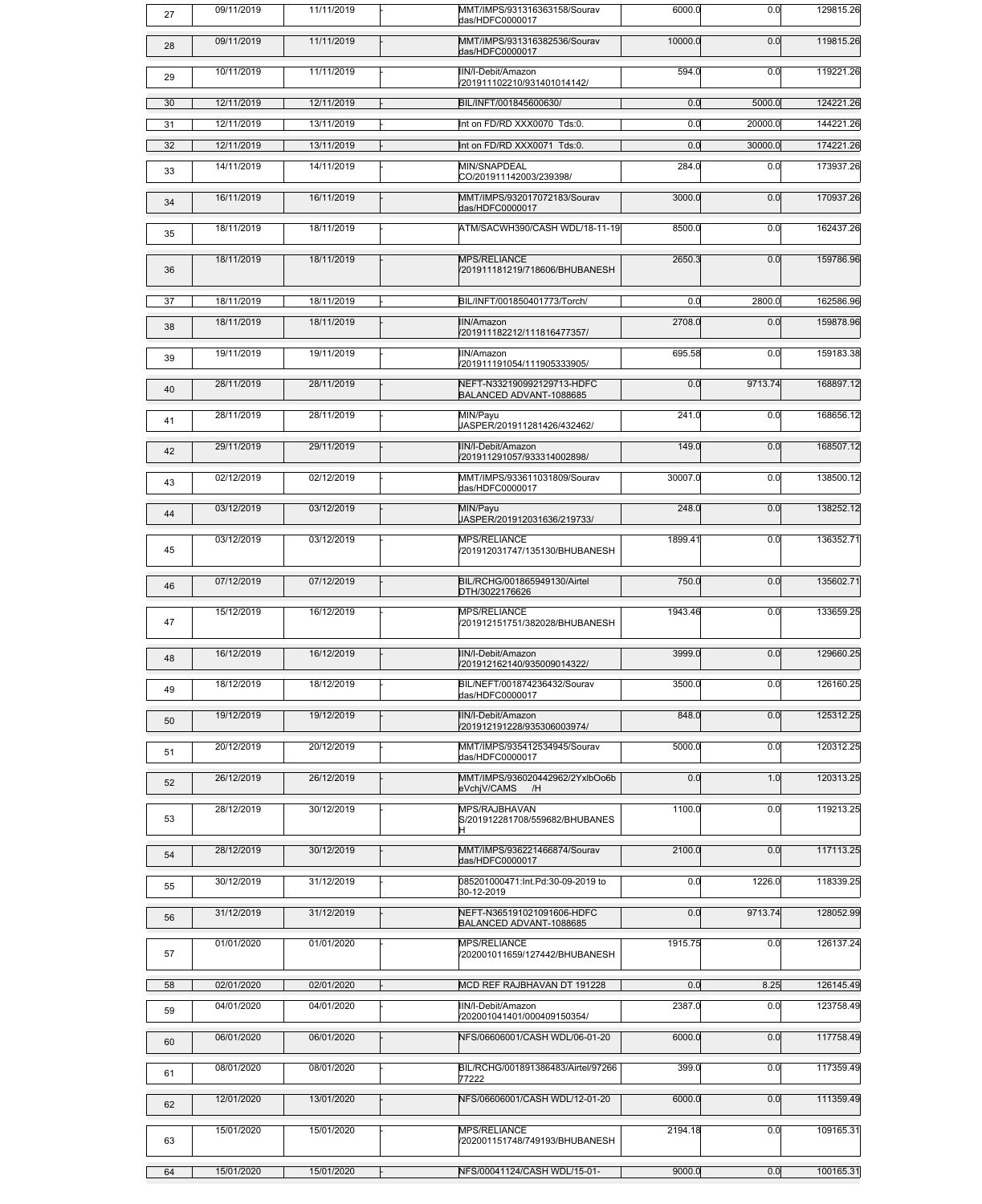| | | | | | | | |
|---|---|---|---|---|---|---|---|
| 27 | 09/11/2019 | 11/11/2019 | - | MMT/IMPS/931316363158/Sourav das/HDFC0000017 | 6000.0 | 0.0 | 129815.26 |
| 28 | 09/11/2019 | 11/11/2019 | - | MMT/IMPS/931316382536/Sourav das/HDFC0000017 | 10000.0 | 0.0 | 119815.26 |
| 29 | 10/11/2019 | 11/11/2019 | - | IIN/I-Debit/Amazon /201911102210/931401014142/ | 594.0 | 0.0 | 119221.26 |
| 30 | 12/11/2019 | 12/11/2019 | - | BIL/INFT/001845600630/ | 0.0 | 5000.0 | 124221.26 |
| 31 | 12/11/2019 | 13/11/2019 | - | Int on FD/RD XXX0070 Tds:0. | 0.0 | 20000.0 | 144221.26 |
| 32 | 12/11/2019 | 13/11/2019 | - | Int on FD/RD XXX0071 Tds:0. | 0.0 | 30000.0 | 174221.26 |
| 33 | 14/11/2019 | 14/11/2019 | - | MIN/SNAPDEAL CO/201911142003/239398/ | 284.0 | 0.0 | 173937.26 |
| 34 | 16/11/2019 | 16/11/2019 | - | MMT/IMPS/932017072183/Sourav das/HDFC0000017 | 3000.0 | 0.0 | 170937.26 |
| 35 | 18/11/2019 | 18/11/2019 | - | ATM/SACWH390/CASH WDL/18-11-19 | 8500.0 | 0.0 | 162437.26 |
| 36 | 18/11/2019 | 18/11/2019 | - | MPS/RELIANCE /201911181219/718606/BHUBANESH | 2650.3 | 0.0 | 159786.96 |
| 37 | 18/11/2019 | 18/11/2019 | - | BIL/INFT/001850401773/Torch/ | 0.0 | 2800.0 | 162586.96 |
| 38 | 18/11/2019 | 18/11/2019 | - | IIN/Amazon /201911182212/111816477357/ | 2708.0 | 0.0 | 159878.96 |
| 39 | 19/11/2019 | 19/11/2019 | - | IIN/Amazon /201911191054/111905333905/ | 695.58 | 0.0 | 159183.38 |
| 40 | 28/11/2019 | 28/11/2019 | - | NEFT-N332190992129713-HDFC BALANCED ADVANT-1088685 | 0.0 | 9713.74 | 168897.12 |
| 41 | 28/11/2019 | 28/11/2019 | - | MIN/Payu JASPER/201911281426/432462/ | 241.0 | 0.0 | 168656.12 |
| 42 | 29/11/2019 | 29/11/2019 | - | IIN/I-Debit/Amazon /201911291057/933314002898/ | 149.0 | 0.0 | 168507.12 |
| 43 | 02/12/2019 | 02/12/2019 | - | MMT/IMPS/933611031809/Sourav das/HDFC0000017 | 30007.0 | 0.0 | 138500.12 |
| 44 | 03/12/2019 | 03/12/2019 | - | MIN/Payu JASPER/201912031636/219733/ | 248.0 | 0.0 | 138252.12 |
| 45 | 03/12/2019 | 03/12/2019 | - | MPS/RELIANCE /201912031747/135130/BHUBANESH | 1899.41 | 0.0 | 136352.71 |
| 46 | 07/12/2019 | 07/12/2019 | - | BIL/RCHG/001865949130/Airtel DTH/3022176626 | 750.0 | 0.0 | 135602.71 |
| 47 | 15/12/2019 | 16/12/2019 | - | MPS/RELIANCE /201912151751/382028/BHUBANESH | 1943.46 | 0.0 | 133659.25 |
| 48 | 16/12/2019 | 16/12/2019 | - | IIN/I-Debit/Amazon /201912162140/935009014322/ | 3999.0 | 0.0 | 129660.25 |
| 49 | 18/12/2019 | 18/12/2019 | - | BIL/NEFT/001874236432/Sourav das/HDFC0000017 | 3500.0 | 0.0 | 126160.25 |
| 50 | 19/12/2019 | 19/12/2019 | - | IIN/I-Debit/Amazon /201912191228/935306003974/ | 848.0 | 0.0 | 125312.25 |
| 51 | 20/12/2019 | 20/12/2019 | - | MMT/IMPS/935412534945/Sourav das/HDFC0000017 | 5000.0 | 0.0 | 120312.25 |
| 52 | 26/12/2019 | 26/12/2019 | - | MMT/IMPS/936020442962/2YxlbOo6b eVchjV/CAMS /H | 0.0 | 1.0 | 120313.25 |
| 53 | 28/12/2019 | 30/12/2019 | - | MPS/RAJBHAVAN S/201912281708/559682/BHUBANES H | 1100.0 | 0.0 | 119213.25 |
| 54 | 28/12/2019 | 30/12/2019 | - | MMT/IMPS/936221466874/Sourav das/HDFC0000017 | 2100.0 | 0.0 | 117113.25 |
| 55 | 30/12/2019 | 31/12/2019 | - | 085201000471:Int.Pd:30-09-2019 to 30-12-2019 | 0.0 | 1226.0 | 118339.25 |
| 56 | 31/12/2019 | 31/12/2019 | - | NEFT-N365191021091606-HDFC BALANCED ADVANT-1088685 | 0.0 | 9713.74 | 128052.99 |
| 57 | 01/01/2020 | 01/01/2020 | - | MPS/RELIANCE /202001011659/127442/BHUBANESH | 1915.75 | 0.0 | 126137.24 |
| 58 | 02/01/2020 | 02/01/2020 | - | MCD REF RAJBHAVAN DT 191228 | 0.0 | 8.25 | 126145.49 |
| 59 | 04/01/2020 | 04/01/2020 | - | IIN/I-Debit/Amazon /202001041401/000409150354/ | 2387.0 | 0.0 | 123758.49 |
| 60 | 06/01/2020 | 06/01/2020 | - | NFS/06606001/CASH WDL/06-01-20 | 6000.0 | 0.0 | 117758.49 |
| 61 | 08/01/2020 | 08/01/2020 | - | BIL/RCHG/001891386483/Airtel/97266 77222 | 399.0 | 0.0 | 117359.49 |
| 62 | 12/01/2020 | 13/01/2020 | - | NFS/06606001/CASH WDL/12-01-20 | 6000.0 | 0.0 | 111359.49 |
| 63 | 15/01/2020 | 15/01/2020 | - | MPS/RELIANCE /202001151748/749193/BHUBANESH | 2194.18 | 0.0 | 109165.31 |
| 64 | 15/01/2020 | 15/01/2020 | - | NFS/00041124/CASH WDL/15-01- | 9000.0 | 0.0 | 100165.31 |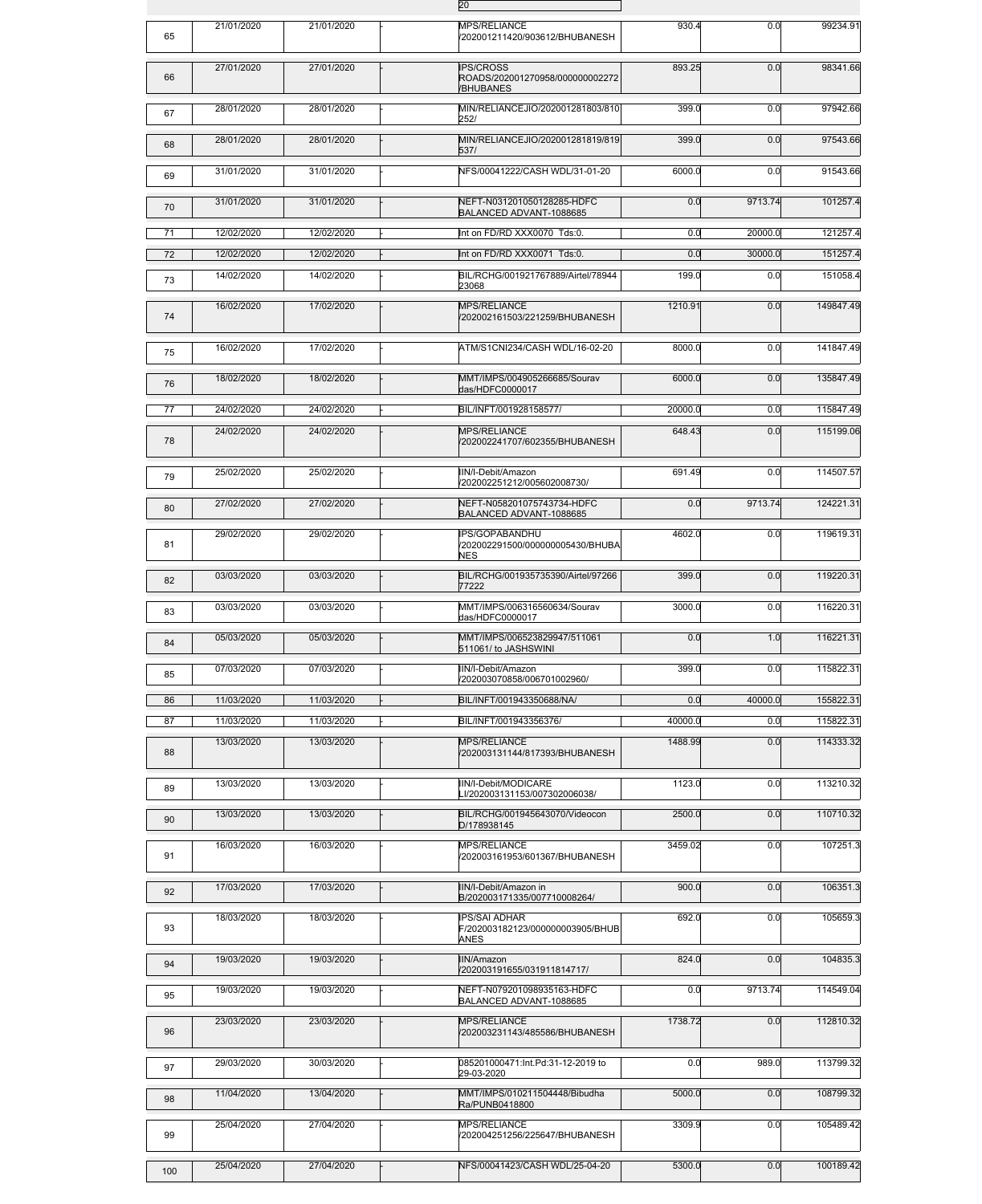| | | | | | | | |
|---|---|---|---|---|---|---|---|
| | | | | 20 | | | |
| 65 | 21/01/2020 | 21/01/2020 | - | MPS/RELIANCE /202001211420/903612/BHUBANESH | 930.4 | 0.0 | 99234.91 |
| 66 | 27/01/2020 | 27/01/2020 | - | IPS/CROSS ROADS/202001270958/000000002272 /BHUBANES | 893.25 | 0.0 | 98341.66 |
| 67 | 28/01/2020 | 28/01/2020 | - | MIN/RELIANCEJIO/202001281803/810 252/ | 399.0 | 0.0 | 97942.66 |
| 68 | 28/01/2020 | 28/01/2020 | - | MIN/RELIANCEJIO/202001281819/819 537/ | 399.0 | 0.0 | 97543.66 |
| 69 | 31/01/2020 | 31/01/2020 | - | NFS/00041222/CASH WDL/31-01-20 | 6000.0 | 0.0 | 91543.66 |
| 70 | 31/01/2020 | 31/01/2020 | - | NEFT-N031201050128285-HDFC BALANCED ADVANT-1088685 | 0.0 | 9713.74 | 101257.4 |
| 71 | 12/02/2020 | 12/02/2020 | - | Int on FD/RD XXX0070 Tds:0. | 0.0 | 20000.0 | 121257.4 |
| 72 | 12/02/2020 | 12/02/2020 | - | Int on FD/RD XXX0071 Tds:0. | 0.0 | 30000.0 | 151257.4 |
| 73 | 14/02/2020 | 14/02/2020 | - | BIL/RCHG/001921767889/Airtel/78944 23068 | 199.0 | 0.0 | 151058.4 |
| 74 | 16/02/2020 | 17/02/2020 | - | MPS/RELIANCE /202002161503/221259/BHUBANESH | 1210.91 | 0.0 | 149847.49 |
| 75 | 16/02/2020 | 17/02/2020 | - | ATM/S1CNI234/CASH WDL/16-02-20 | 8000.0 | 0.0 | 141847.49 |
| 76 | 18/02/2020 | 18/02/2020 | - | MMT/IMPS/004905266685/Sourav das/HDFC0000017 | 6000.0 | 0.0 | 135847.49 |
| 77 | 24/02/2020 | 24/02/2020 | - | BIL/INFT/001928158577/ | 20000.0 | 0.0 | 115847.49 |
| 78 | 24/02/2020 | 24/02/2020 | - | MPS/RELIANCE /202002241707/602355/BHUBANESH | 648.43 | 0.0 | 115199.06 |
| 79 | 25/02/2020 | 25/02/2020 | - | IIN/I-Debit/Amazon /202002251212/005602008730/ | 691.49 | 0.0 | 114507.57 |
| 80 | 27/02/2020 | 27/02/2020 | - | NEFT-N058201075743734-HDFC BALANCED ADVANT-1088685 | 0.0 | 9713.74 | 124221.31 |
| 81 | 29/02/2020 | 29/02/2020 | - | IPS/GOPABANDHU /202002291500/000000005430/BHUBA NES | 4602.0 | 0.0 | 119619.31 |
| 82 | 03/03/2020 | 03/03/2020 | - | BIL/RCHG/001935735390/Airtel/97266 77222 | 399.0 | 0.0 | 119220.31 |
| 83 | 03/03/2020 | 03/03/2020 | - | MMT/IMPS/006316560634/Sourav das/HDFC0000017 | 3000.0 | 0.0 | 116220.31 |
| 84 | 05/03/2020 | 05/03/2020 | - | MMT/IMPS/006523829947/511061 511061/ to JASHSWINI | 0.0 | 1.0 | 116221.31 |
| 85 | 07/03/2020 | 07/03/2020 | - | IIN/I-Debit/Amazon /202003070858/006701002960/ | 399.0 | 0.0 | 115822.31 |
| 86 | 11/03/2020 | 11/03/2020 | - | BIL/INFT/001943350688/NA/ | 0.0 | 40000.0 | 155822.31 |
| 87 | 11/03/2020 | 11/03/2020 | - | BIL/INFT/001943356376/ | 40000.0 | 0.0 | 115822.31 |
| 88 | 13/03/2020 | 13/03/2020 | - | MPS/RELIANCE /202003131144/817393/BHUBANESH | 1488.99 | 0.0 | 114333.32 |
| 89 | 13/03/2020 | 13/03/2020 | - | IIN/I-Debit/MODICARE LI/202003131153/007302006038/ | 1123.0 | 0.0 | 113210.32 |
| 90 | 13/03/2020 | 13/03/2020 | - | BIL/RCHG/001945643070/Videocon D/178938145 | 2500.0 | 0.0 | 110710.32 |
| 91 | 16/03/2020 | 16/03/2020 | - | MPS/RELIANCE /202003161953/601367/BHUBANESH | 3459.02 | 0.0 | 107251.3 |
| 92 | 17/03/2020 | 17/03/2020 | - | IIN/I-Debit/Amazon in B/202003171335/007710008264/ | 900.0 | 0.0 | 106351.3 |
| 93 | 18/03/2020 | 18/03/2020 | - | IPS/SAI ADHAR F/202003182123/000000003905/BHUB ANES | 692.0 | 0.0 | 105659.3 |
| 94 | 19/03/2020 | 19/03/2020 | - | IIN/Amazon /202003191655/031911814717/ | 824.0 | 0.0 | 104835.3 |
| 95 | 19/03/2020 | 19/03/2020 | - | NEFT-N079201098935163-HDFC BALANCED ADVANT-1088685 | 0.0 | 9713.74 | 114549.04 |
| 96 | 23/03/2020 | 23/03/2020 | - | MPS/RELIANCE /202003231143/485586/BHUBANESH | 1738.72 | 0.0 | 112810.32 |
| 97 | 29/03/2020 | 30/03/2020 | - | 085201000471:Int.Pd:31-12-2019 to 29-03-2020 | 0.0 | 989.0 | 113799.32 |
| 98 | 11/04/2020 | 13/04/2020 | - | MMT/IMPS/010211504448/Bibudha Ra/PUNB0418800 | 5000.0 | 0.0 | 108799.32 |
| 99 | 25/04/2020 | 27/04/2020 | - | MPS/RELIANCE /202004251256/225647/BHUBANESH | 3309.9 | 0.0 | 105489.42 |
| 100 | 25/04/2020 | 27/04/2020 | - | NFS/00041423/CASH WDL/25-04-20 | 5300.0 | 0.0 | 100189.42 |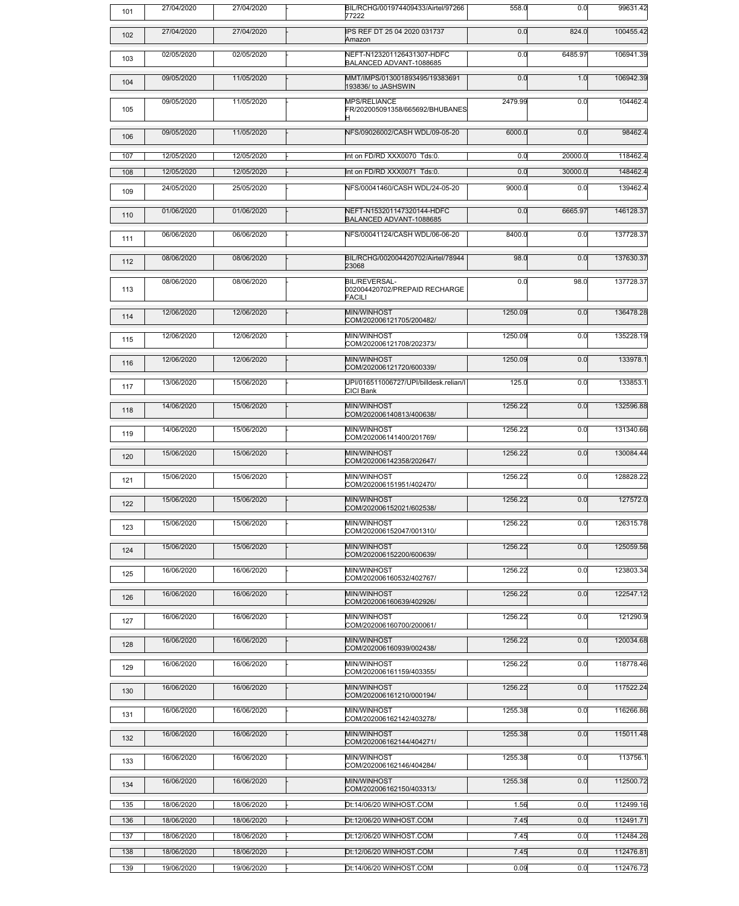| | | | | | | | |
|---|---|---|---|---|---|---|---|
| 101 | 27/04/2020 | 27/04/2020 | - | BIL/RCHG/001974409433/Airtel/9726677222 | 558.0 | 0.0 | 99631.42 |
| 102 | 27/04/2020 | 27/04/2020 | - | IPS REF DT 25 04 2020 031737 Amazon | 0.0 | 824.0 | 100455.42 |
| 103 | 02/05/2020 | 02/05/2020 | - | NEFT-N123201126431307-HDFC BALANCED ADVANT-1088685 | 0.0 | 6485.97 | 106941.39 |
| 104 | 09/05/2020 | 11/05/2020 | - | MMT/IMPS/013001893495/19383691193836/ to JASHSWIN | 0.0 | 1.0 | 106942.39 |
| 105 | 09/05/2020 | 11/05/2020 | - | MPS/RELIANCE FR/202005091358/665692/BHUBANESH | 2479.99 | 0.0 | 104462.4 |
| 106 | 09/05/2020 | 11/05/2020 | - | NFS/09026002/CASH WDL/09-05-20 | 6000.0 | 0.0 | 98462.4 |
| 107 | 12/05/2020 | 12/05/2020 | - | Int on FD/RD XXX0070 Tds:0. | 0.0 | 20000.0 | 118462.4 |
| 108 | 12/05/2020 | 12/05/2020 | - | Int on FD/RD XXX0071 Tds:0. | 0.0 | 30000.0 | 148462.4 |
| 109 | 24/05/2020 | 25/05/2020 | - | NFS/00041460/CASH WDL/24-05-20 | 9000.0 | 0.0 | 139462.4 |
| 110 | 01/06/2020 | 01/06/2020 | - | NEFT-N153201147320144-HDFC BALANCED ADVANT-1088685 | 0.0 | 6665.97 | 146128.37 |
| 111 | 06/06/2020 | 06/06/2020 | - | NFS/00041124/CASH WDL/06-06-20 | 8400.0 | 0.0 | 137728.37 |
| 112 | 08/06/2020 | 08/06/2020 | - | BIL/RCHG/002004420702/Airtel/7894423068 | 98.0 | 0.0 | 137630.37 |
| 113 | 08/06/2020 | 08/06/2020 | - | BIL/REVERSAL-002004420702/PREPAID RECHARGE FACILI | 0.0 | 98.0 | 137728.37 |
| 114 | 12/06/2020 | 12/06/2020 | - | MIN/WINHOST COM/202006121705/200482/ | 1250.09 | 0.0 | 136478.28 |
| 115 | 12/06/2020 | 12/06/2020 | - | MIN/WINHOST COM/202006121708/202373/ | 1250.09 | 0.0 | 135228.19 |
| 116 | 12/06/2020 | 12/06/2020 | - | MIN/WINHOST COM/202006121720/600339/ | 1250.09 | 0.0 | 133978.1 |
| 117 | 13/06/2020 | 15/06/2020 | - | UPI/016511006727/UPI/billdesk.relian/ICICI Bank | 125.0 | 0.0 | 133853.1 |
| 118 | 14/06/2020 | 15/06/2020 | - | MIN/WINHOST COM/202006140813/400638/ | 1256.22 | 0.0 | 132596.88 |
| 119 | 14/06/2020 | 15/06/2020 | - | MIN/WINHOST COM/202006141400/201769/ | 1256.22 | 0.0 | 131340.66 |
| 120 | 15/06/2020 | 15/06/2020 | - | MIN/WINHOST COM/202006142358/202647/ | 1256.22 | 0.0 | 130084.44 |
| 121 | 15/06/2020 | 15/06/2020 | - | MIN/WINHOST COM/202006151951/402470/ | 1256.22 | 0.0 | 128828.22 |
| 122 | 15/06/2020 | 15/06/2020 | - | MIN/WINHOST COM/202006152021/602538/ | 1256.22 | 0.0 | 127572.0 |
| 123 | 15/06/2020 | 15/06/2020 | - | MIN/WINHOST COM/202006152047/001310/ | 1256.22 | 0.0 | 126315.78 |
| 124 | 15/06/2020 | 15/06/2020 | - | MIN/WINHOST COM/202006152200/600639/ | 1256.22 | 0.0 | 125059.56 |
| 125 | 16/06/2020 | 16/06/2020 | - | MIN/WINHOST COM/202006160532/402767/ | 1256.22 | 0.0 | 123803.34 |
| 126 | 16/06/2020 | 16/06/2020 | - | MIN/WINHOST COM/202006160639/402926/ | 1256.22 | 0.0 | 122547.12 |
| 127 | 16/06/2020 | 16/06/2020 | - | MIN/WINHOST COM/202006160700/200061/ | 1256.22 | 0.0 | 121290.9 |
| 128 | 16/06/2020 | 16/06/2020 | - | MIN/WINHOST COM/202006160939/002438/ | 1256.22 | 0.0 | 120034.68 |
| 129 | 16/06/2020 | 16/06/2020 | - | MIN/WINHOST COM/202006161159/403355/ | 1256.22 | 0.0 | 118778.46 |
| 130 | 16/06/2020 | 16/06/2020 | - | MIN/WINHOST COM/202006161210/000194/ | 1256.22 | 0.0 | 117522.24 |
| 131 | 16/06/2020 | 16/06/2020 | - | MIN/WINHOST COM/202006162142/403278/ | 1255.38 | 0.0 | 116266.86 |
| 132 | 16/06/2020 | 16/06/2020 | - | MIN/WINHOST COM/202006162144/404271/ | 1255.38 | 0.0 | 115011.48 |
| 133 | 16/06/2020 | 16/06/2020 | - | MIN/WINHOST COM/202006162146/404284/ | 1255.38 | 0.0 | 113756.1 |
| 134 | 16/06/2020 | 16/06/2020 | - | MIN/WINHOST COM/202006162150/403313/ | 1255.38 | 0.0 | 112500.72 |
| 135 | 18/06/2020 | 18/06/2020 | - | Dt:14/06/20 WINHOST.COM | 1.56 | 0.0 | 112499.16 |
| 136 | 18/06/2020 | 18/06/2020 | - | Dt:12/06/20 WINHOST.COM | 7.45 | 0.0 | 112491.71 |
| 137 | 18/06/2020 | 18/06/2020 | - | Dt:12/06/20 WINHOST.COM | 7.45 | 0.0 | 112484.26 |
| 138 | 18/06/2020 | 18/06/2020 | - | Dt:12/06/20 WINHOST.COM | 7.45 | 0.0 | 112476.81 |
| 139 | 19/06/2020 | 19/06/2020 | - | Dt:14/06/20 WINHOST.COM | 0.09 | 0.0 | 112476.72 |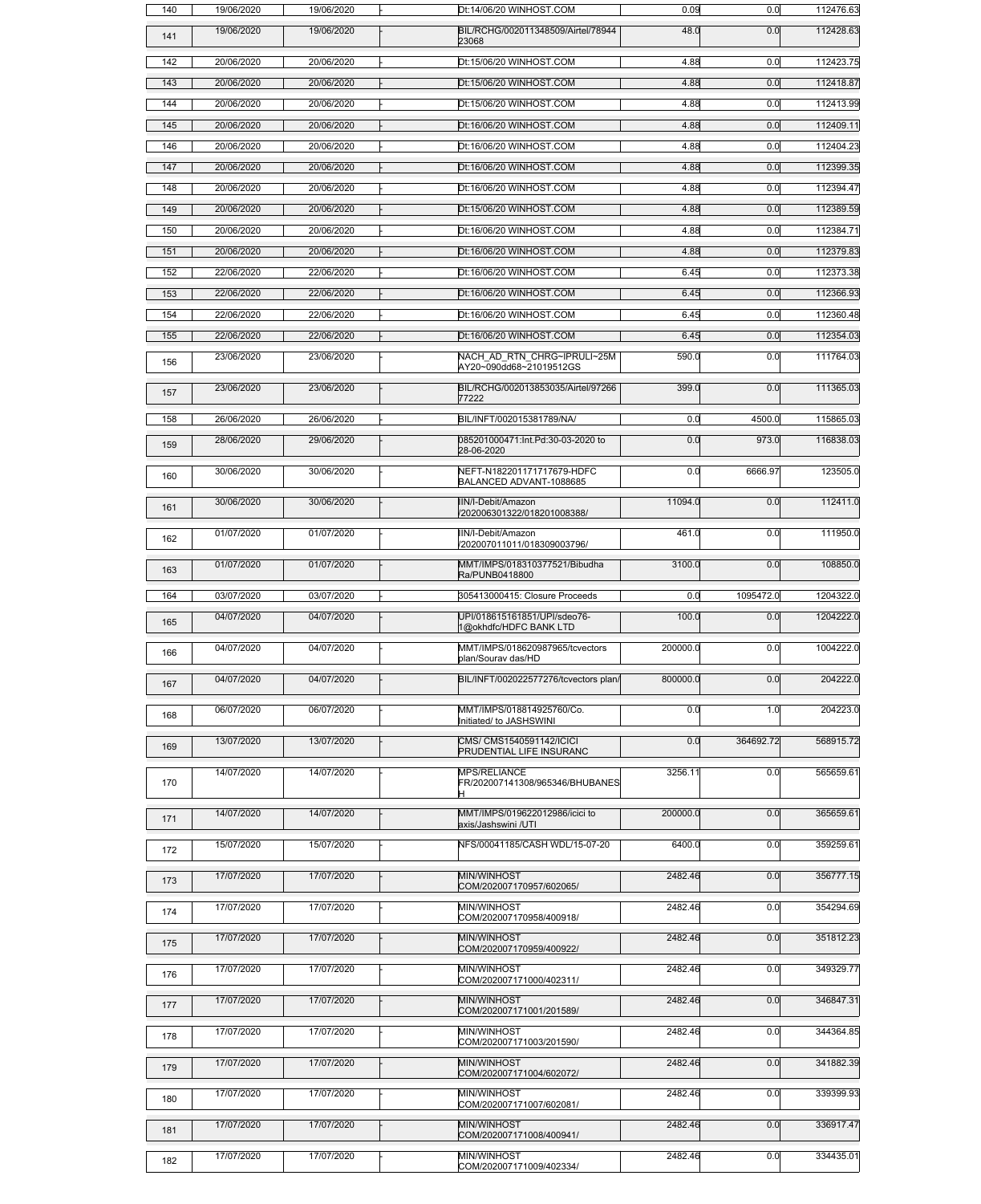| | | | | | | | |
|---|---|---|---|---|---|---|---|
| 140 | 19/06/2020 | 19/06/2020 | - | Dt:14/06/20 WINHOST.COM | 0.09 | 0.0 | 112476.63 |
| 141 | 19/06/2020 | 19/06/2020 | - | BIL/RCHG/002011348509/Airtel/78944 23068 | 48.0 | 0.0 | 112428.63 |
| 142 | 20/06/2020 | 20/06/2020 | - | Dt:15/06/20 WINHOST.COM | 4.88 | 0.0 | 112423.75 |
| 143 | 20/06/2020 | 20/06/2020 | - | Dt:15/06/20 WINHOST.COM | 4.88 | 0.0 | 112418.87 |
| 144 | 20/06/2020 | 20/06/2020 | - | Dt:15/06/20 WINHOST.COM | 4.88 | 0.0 | 112413.99 |
| 145 | 20/06/2020 | 20/06/2020 | - | Dt:16/06/20 WINHOST.COM | 4.88 | 0.0 | 112409.11 |
| 146 | 20/06/2020 | 20/06/2020 | - | Dt:16/06/20 WINHOST.COM | 4.88 | 0.0 | 112404.23 |
| 147 | 20/06/2020 | 20/06/2020 | - | Dt:16/06/20 WINHOST.COM | 4.88 | 0.0 | 112399.35 |
| 148 | 20/06/2020 | 20/06/2020 | - | Dt:16/06/20 WINHOST.COM | 4.88 | 0.0 | 112394.47 |
| 149 | 20/06/2020 | 20/06/2020 | - | Dt:15/06/20 WINHOST.COM | 4.88 | 0.0 | 112389.59 |
| 150 | 20/06/2020 | 20/06/2020 | - | Dt:16/06/20 WINHOST.COM | 4.88 | 0.0 | 112384.71 |
| 151 | 20/06/2020 | 20/06/2020 | - | Dt:16/06/20 WINHOST.COM | 4.88 | 0.0 | 112379.83 |
| 152 | 22/06/2020 | 22/06/2020 | - | Dt:16/06/20 WINHOST.COM | 6.45 | 0.0 | 112373.38 |
| 153 | 22/06/2020 | 22/06/2020 | - | Dt:16/06/20 WINHOST.COM | 6.45 | 0.0 | 112366.93 |
| 154 | 22/06/2020 | 22/06/2020 | - | Dt:16/06/20 WINHOST.COM | 6.45 | 0.0 | 112360.48 |
| 155 | 22/06/2020 | 22/06/2020 | - | Dt:16/06/20 WINHOST.COM | 6.45 | 0.0 | 112354.03 |
| 156 | 23/06/2020 | 23/06/2020 | - | NACH_AD_RTN_CHRG~IPRULI~25M AY20~090dd68~21019512GS | 590.0 | 0.0 | 111764.03 |
| 157 | 23/06/2020 | 23/06/2020 | - | BIL/RCHG/002013853035/Airtel/97266 77222 | 399.0 | 0.0 | 111365.03 |
| 158 | 26/06/2020 | 26/06/2020 | - | BIL/INFT/002015381789/NA/ | 0.0 | 4500.0 | 115865.03 |
| 159 | 28/06/2020 | 29/06/2020 | - | 085201000471:Int.Pd:30-03-2020 to 28-06-2020 | 0.0 | 973.0 | 116838.03 |
| 160 | 30/06/2020 | 30/06/2020 | - | NEFT-N182201171717679-HDFC BALANCED ADVANT-1088685 | 0.0 | 6666.97 | 123505.0 |
| 161 | 30/06/2020 | 30/06/2020 | - | IIN/I-Debit/Amazon /202006301322/018201008388/ | 11094.0 | 0.0 | 112411.0 |
| 162 | 01/07/2020 | 01/07/2020 | - | IIN/I-Debit/Amazon /202007011011/018309003796/ | 461.0 | 0.0 | 111950.0 |
| 163 | 01/07/2020 | 01/07/2020 | - | MMT/IMPS/018310377521/Bibudha Ra/PUNB0418800 | 3100.0 | 0.0 | 108850.0 |
| 164 | 03/07/2020 | 03/07/2020 | - | 305413000415: Closure Proceeds | 0.0 | 1095472.0 | 1204322.0 |
| 165 | 04/07/2020 | 04/07/2020 | - | UPI/018615161851/UPI/sdeo76-1@okhdfc/HDFC BANK LTD | 100.0 | 0.0 | 1204222.0 |
| 166 | 04/07/2020 | 04/07/2020 | - | MMT/IMPS/018620987965/tcvectors plan/Sourav das/HD | 200000.0 | 0.0 | 1004222.0 |
| 167 | 04/07/2020 | 04/07/2020 | - | BIL/INFT/002022577276/tcvectors plan/ | 800000.0 | 0.0 | 204222.0 |
| 168 | 06/07/2020 | 06/07/2020 | - | MMT/IMPS/018814925760/Co. Initiated/ to JASHSWINI | 0.0 | 1.0 | 204223.0 |
| 169 | 13/07/2020 | 13/07/2020 | - | CMS/ CMS1540591142/ICICI PRUDENTIAL LIFE INSURANC | 0.0 | 364692.72 | 568915.72 |
| 170 | 14/07/2020 | 14/07/2020 | - | MPS/RELIANCE FR/202007141308/965346/BHUBANES H | 3256.11 | 0.0 | 565659.61 |
| 171 | 14/07/2020 | 14/07/2020 | - | MMT/IMPS/019622012986/icici to axis/Jashswini /UTI | 200000.0 | 0.0 | 365659.61 |
| 172 | 15/07/2020 | 15/07/2020 | - | NFS/00041185/CASH WDL/15-07-20 | 6400.0 | 0.0 | 359259.61 |
| 173 | 17/07/2020 | 17/07/2020 | - | MIN/WINHOST COM/202007170957/602065/ | 2482.46 | 0.0 | 356777.15 |
| 174 | 17/07/2020 | 17/07/2020 | - | MIN/WINHOST COM/202007170958/400918/ | 2482.46 | 0.0 | 354294.69 |
| 175 | 17/07/2020 | 17/07/2020 | - | MIN/WINHOST COM/202007170959/400922/ | 2482.46 | 0.0 | 351812.23 |
| 176 | 17/07/2020 | 17/07/2020 | - | MIN/WINHOST COM/202007171000/402311/ | 2482.46 | 0.0 | 349329.77 |
| 177 | 17/07/2020 | 17/07/2020 | - | MIN/WINHOST COM/202007171001/201589/ | 2482.46 | 0.0 | 346847.31 |
| 178 | 17/07/2020 | 17/07/2020 | - | MIN/WINHOST COM/202007171003/201590/ | 2482.46 | 0.0 | 344364.85 |
| 179 | 17/07/2020 | 17/07/2020 | - | MIN/WINHOST COM/202007171004/602072/ | 2482.46 | 0.0 | 341882.39 |
| 180 | 17/07/2020 | 17/07/2020 | - | MIN/WINHOST COM/202007171007/602081/ | 2482.46 | 0.0 | 339399.93 |
| 181 | 17/07/2020 | 17/07/2020 | - | MIN/WINHOST COM/202007171008/400941/ | 2482.46 | 0.0 | 336917.47 |
| 182 | 17/07/2020 | 17/07/2020 | - | MIN/WINHOST COM/202007171009/402334/ | 2482.46 | 0.0 | 334435.01 |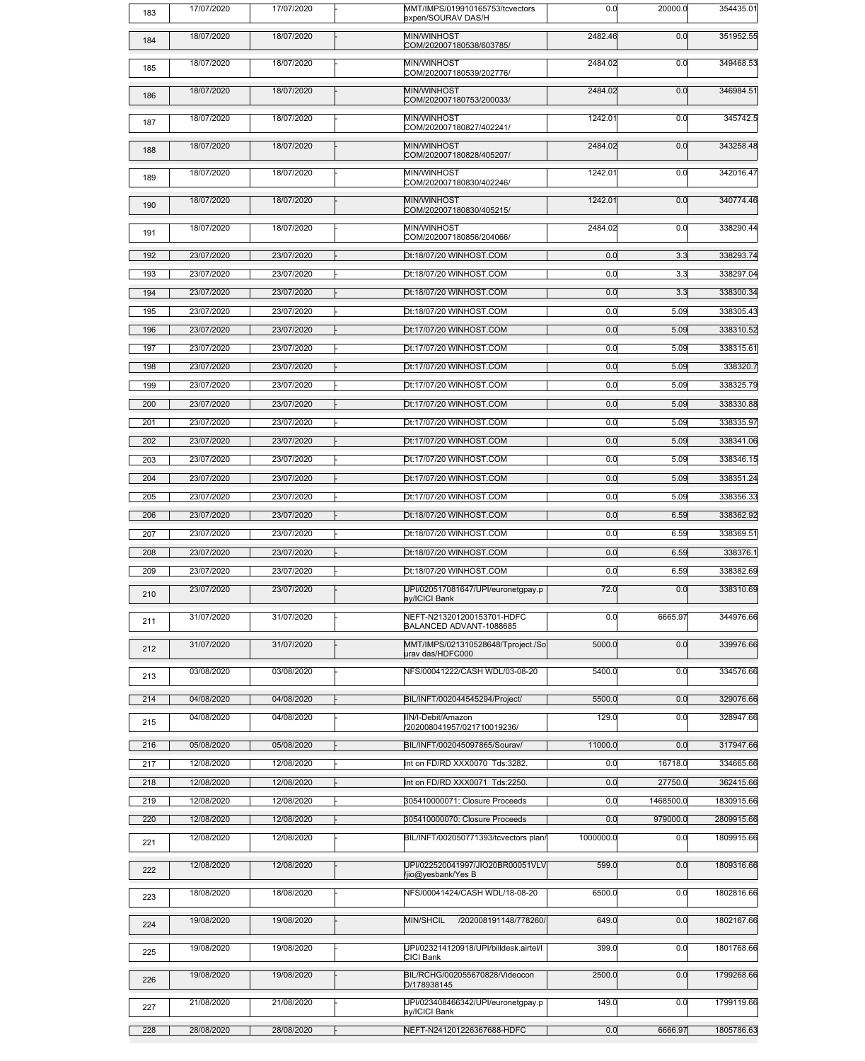| | | | | | | | |
|---|---|---|---|---|---|---|---|
| 183 | 17/07/2020 | 17/07/2020 | - | MMT/IMPS/019910165753/tcvectors expen/SOURAV DAS/H | 0.0 | 20000.0 | 354435.01 |
| 184 | 18/07/2020 | 18/07/2020 | - | MIN/WINHOST COM/202007180538/603785/ | 2482.46 | 0.0 | 351952.55 |
| 185 | 18/07/2020 | 18/07/2020 | - | MIN/WINHOST COM/202007180539/202776/ | 2484.02 | 0.0 | 349468.53 |
| 186 | 18/07/2020 | 18/07/2020 | - | MIN/WINHOST COM/202007180753/200033/ | 2484.02 | 0.0 | 346984.51 |
| 187 | 18/07/2020 | 18/07/2020 | - | MIN/WINHOST COM/202007180827/402241/ | 1242.01 | 0.0 | 345742.5 |
| 188 | 18/07/2020 | 18/07/2020 | - | MIN/WINHOST COM/202007180828/405207/ | 2484.02 | 0.0 | 343258.48 |
| 189 | 18/07/2020 | 18/07/2020 | - | MIN/WINHOST COM/202007180830/402246/ | 1242.01 | 0.0 | 342016.47 |
| 190 | 18/07/2020 | 18/07/2020 | - | MIN/WINHOST COM/202007180830/405215/ | 1242.01 | 0.0 | 340774.46 |
| 191 | 18/07/2020 | 18/07/2020 | - | MIN/WINHOST COM/202007180856/204066/ | 2484.02 | 0.0 | 338290.44 |
| 192 | 23/07/2020 | 23/07/2020 | - | Dt:18/07/20 WINHOST.COM | 0.0 | 3.3 | 338293.74 |
| 193 | 23/07/2020 | 23/07/2020 | - | Dt:18/07/20 WINHOST.COM | 0.0 | 3.3 | 338297.04 |
| 194 | 23/07/2020 | 23/07/2020 | - | Dt:18/07/20 WINHOST.COM | 0.0 | 3.3 | 338300.34 |
| 195 | 23/07/2020 | 23/07/2020 | - | Dt:18/07/20 WINHOST.COM | 0.0 | 5.09 | 338305.43 |
| 196 | 23/07/2020 | 23/07/2020 | - | Dt:17/07/20 WINHOST.COM | 0.0 | 5.09 | 338310.52 |
| 197 | 23/07/2020 | 23/07/2020 | - | Dt:17/07/20 WINHOST.COM | 0.0 | 5.09 | 338315.61 |
| 198 | 23/07/2020 | 23/07/2020 | - | Dt:17/07/20 WINHOST.COM | 0.0 | 5.09 | 338320.7 |
| 199 | 23/07/2020 | 23/07/2020 | - | Dt:17/07/20 WINHOST.COM | 0.0 | 5.09 | 338325.79 |
| 200 | 23/07/2020 | 23/07/2020 | - | Dt:17/07/20 WINHOST.COM | 0.0 | 5.09 | 338330.88 |
| 201 | 23/07/2020 | 23/07/2020 | - | Dt:17/07/20 WINHOST.COM | 0.0 | 5.09 | 338335.97 |
| 202 | 23/07/2020 | 23/07/2020 | - | Dt:17/07/20 WINHOST.COM | 0.0 | 5.09 | 338341.06 |
| 203 | 23/07/2020 | 23/07/2020 | - | Dt:17/07/20 WINHOST.COM | 0.0 | 5.09 | 338346.15 |
| 204 | 23/07/2020 | 23/07/2020 | - | Dt:17/07/20 WINHOST.COM | 0.0 | 5.09 | 338351.24 |
| 205 | 23/07/2020 | 23/07/2020 | - | Dt:17/07/20 WINHOST.COM | 0.0 | 5.09 | 338356.33 |
| 206 | 23/07/2020 | 23/07/2020 | - | Dt:18/07/20 WINHOST.COM | 0.0 | 6.59 | 338362.92 |
| 207 | 23/07/2020 | 23/07/2020 | - | Dt:18/07/20 WINHOST.COM | 0.0 | 6.59 | 338369.51 |
| 208 | 23/07/2020 | 23/07/2020 | - | Dt:18/07/20 WINHOST.COM | 0.0 | 6.59 | 338376.1 |
| 209 | 23/07/2020 | 23/07/2020 | - | Dt:18/07/20 WINHOST.COM | 0.0 | 6.59 | 338382.69 |
| 210 | 23/07/2020 | 23/07/2020 | - | UPI/020517081647/UPI/euronetgpay.p ay/ICICI Bank | 72.0 | 0.0 | 338310.69 |
| 211 | 31/07/2020 | 31/07/2020 | - | NEFT-N213201200153701-HDFC BALANCED ADVANT-1088685 | 0.0 | 6665.97 | 344976.66 |
| 212 | 31/07/2020 | 31/07/2020 | - | MMT/IMPS/021310528648/Tproject./So urav das/HDFC000 | 5000.0 | 0.0 | 339976.66 |
| 213 | 03/08/2020 | 03/08/2020 | - | NFS/00041222/CASH WDL/03-08-20 | 5400.0 | 0.0 | 334576.66 |
| 214 | 04/08/2020 | 04/08/2020 | - | BIL/INFT/002044545294/Project/ | 5500.0 | 0.0 | 329076.66 |
| 215 | 04/08/2020 | 04/08/2020 | - | IIN/I-Debit/Amazon /202008041957/021710019236/ | 129.0 | 0.0 | 328947.66 |
| 216 | 05/08/2020 | 05/08/2020 | - | BIL/INFT/002045097865/Sourav/ | 11000.0 | 0.0 | 317947.66 |
| 217 | 12/08/2020 | 12/08/2020 | - | Int on FD/RD XXX0070 Tds:3282. | 0.0 | 16718.0 | 334665.66 |
| 218 | 12/08/2020 | 12/08/2020 | - | Int on FD/RD XXX0071 Tds:2250. | 0.0 | 27750.0 | 362415.66 |
| 219 | 12/08/2020 | 12/08/2020 | - | 305410000071: Closure Proceeds | 0.0 | 1468500.0 | 1830915.66 |
| 220 | 12/08/2020 | 12/08/2020 | - | 305410000070: Closure Proceeds | 0.0 | 979000.0 | 2809915.66 |
| 221 | 12/08/2020 | 12/08/2020 | - | BIL/INFT/002050771393/tcvectors plan/ | 1000000.0 | 0.0 | 1809915.66 |
| 222 | 12/08/2020 | 12/08/2020 | - | UPI/022520041997/JIO20BR00051VLV /jio@yesbank/Yes B | 599.0 | 0.0 | 1809316.66 |
| 223 | 18/08/2020 | 18/08/2020 | - | NFS/00041424/CASH WDL/18-08-20 | 6500.0 | 0.0 | 1802816.66 |
| 224 | 19/08/2020 | 19/08/2020 | - | MIN/SHCIL /202008191148/778260/ | 649.0 | 0.0 | 1802167.66 |
| 225 | 19/08/2020 | 19/08/2020 | - | UPI/023214120918/UPI/billdesk.airtel/I CICI Bank | 399.0 | 0.0 | 1801768.66 |
| 226 | 19/08/2020 | 19/08/2020 | - | BIL/RCHG/002055670828/Videocon D/178938145 | 2500.0 | 0.0 | 1799268.66 |
| 227 | 21/08/2020 | 21/08/2020 | - | UPI/023408466342/UPI/euronetgpay.p ay/ICICI Bank | 149.0 | 0.0 | 1799119.66 |
| 228 | 28/08/2020 | 28/08/2020 | - | NEFT-N241201226367688-HDFC | 0.0 | 6666.97 | 1805786.63 |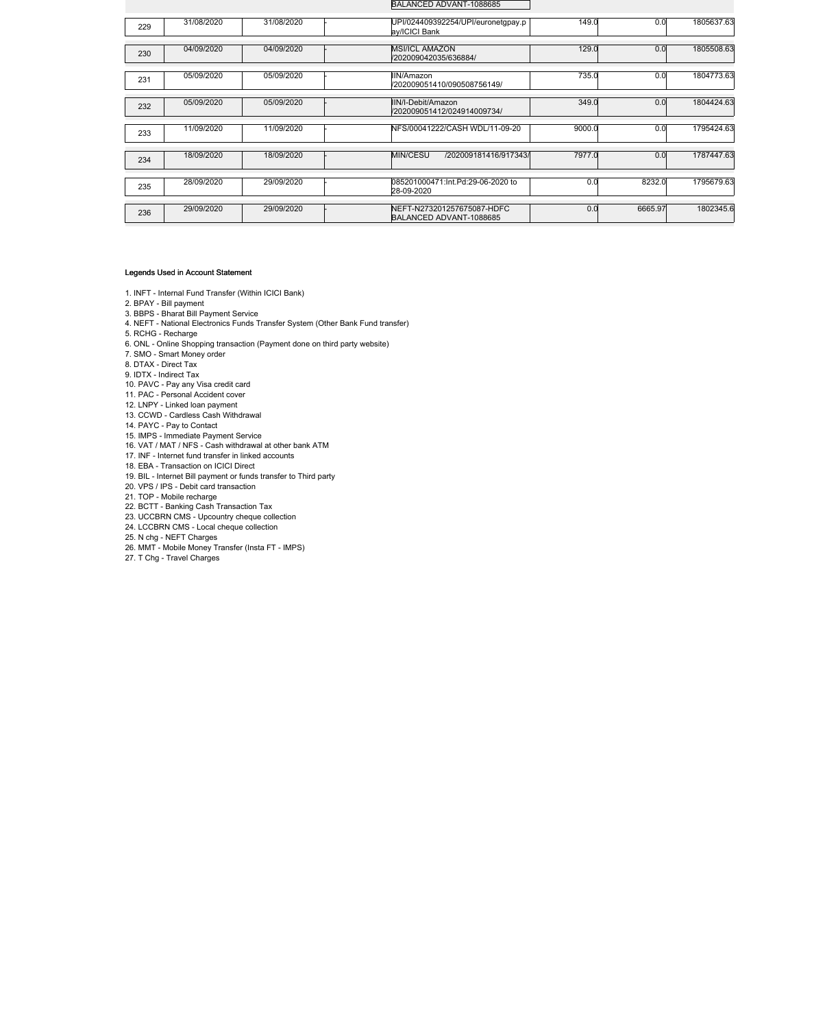| | | | | | | | |
|---|---|---|---|---|---|---|---|
| | | | | BALANCED ADVANT-1088685 | | | |
| 229 | 31/08/2020 | 31/08/2020 | - | UPI/024409392254/UPI/euronetgpay.pay/ICICI Bank | 149.0 | 0.0 | 1805637.63 |
| 230 | 04/09/2020 | 04/09/2020 | - | MSI/ICL AMAZON /202009042035/636884/ | 129.0 | 0.0 | 1805508.63 |
| 231 | 05/09/2020 | 05/09/2020 | - | IIN/Amazon /202009051410/090508756149/ | 735.0 | 0.0 | 1804773.63 |
| 232 | 05/09/2020 | 05/09/2020 | - | IIN/I-Debit/Amazon /202009051412/024914009734/ | 349.0 | 0.0 | 1804424.63 |
| 233 | 11/09/2020 | 11/09/2020 | - | NFS/00041222/CASH WDL/11-09-20 | 9000.0 | 0.0 | 1795424.63 |
| 234 | 18/09/2020 | 18/09/2020 | - | MIN/CESU /202009181416/917343/ | 7977.0 | 0.0 | 1787447.63 |
| 235 | 28/09/2020 | 29/09/2020 | - | 085201000471:Int.Pd:29-06-2020 to 28-09-2020 | 0.0 | 8232.0 | 1795679.63 |
| 236 | 29/09/2020 | 29/09/2020 | - | NEFT-N273201257675087-HDFC BALANCED ADVANT-1088685 | 0.0 | 6665.97 | 1802345.6 |

**Legends Used in Account Statement**

1. INFT - Internal Fund Transfer (Within ICICI Bank)
2. BPAY - Bill payment
3. BBPS - Bharat Bill Payment Service
4. NEFT - National Electronics Funds Transfer System (Other Bank Fund transfer)
5. RCHG - Recharge
6. ONL - Online Shopping transaction (Payment done on third party website)
7. SMO - Smart Money order
8. DTAX - Direct Tax
9. IDTX - Indirect Tax
10. PAVC - Pay any Visa credit card
11. PAC - Personal Accident cover
12. LNPY - Linked loan payment
13. CCWD - Cardless Cash Withdrawal
14. PAYC - Pay to Contact
15. IMPS - Immediate Payment Service
16. VAT / MAT / NFS - Cash withdrawal at other bank ATM
17. INF - Internet fund transfer in linked accounts
18. EBA - Transaction on ICICI Direct
19. BIL - Internet Bill payment or funds transfer to Third party
20. VPS / IPS - Debit card transaction
21. TOP - Mobile recharge
22. BCTT - Banking Cash Transaction Tax
23. UCCBRN CMS - Upcountry cheque collection
24. LCCBRN CMS - Local cheque collection
25. N chg - NEFT Charges
26. MMT - Mobile Money Transfer (Insta FT - IMPS)
27. T Chg - Travel Charges